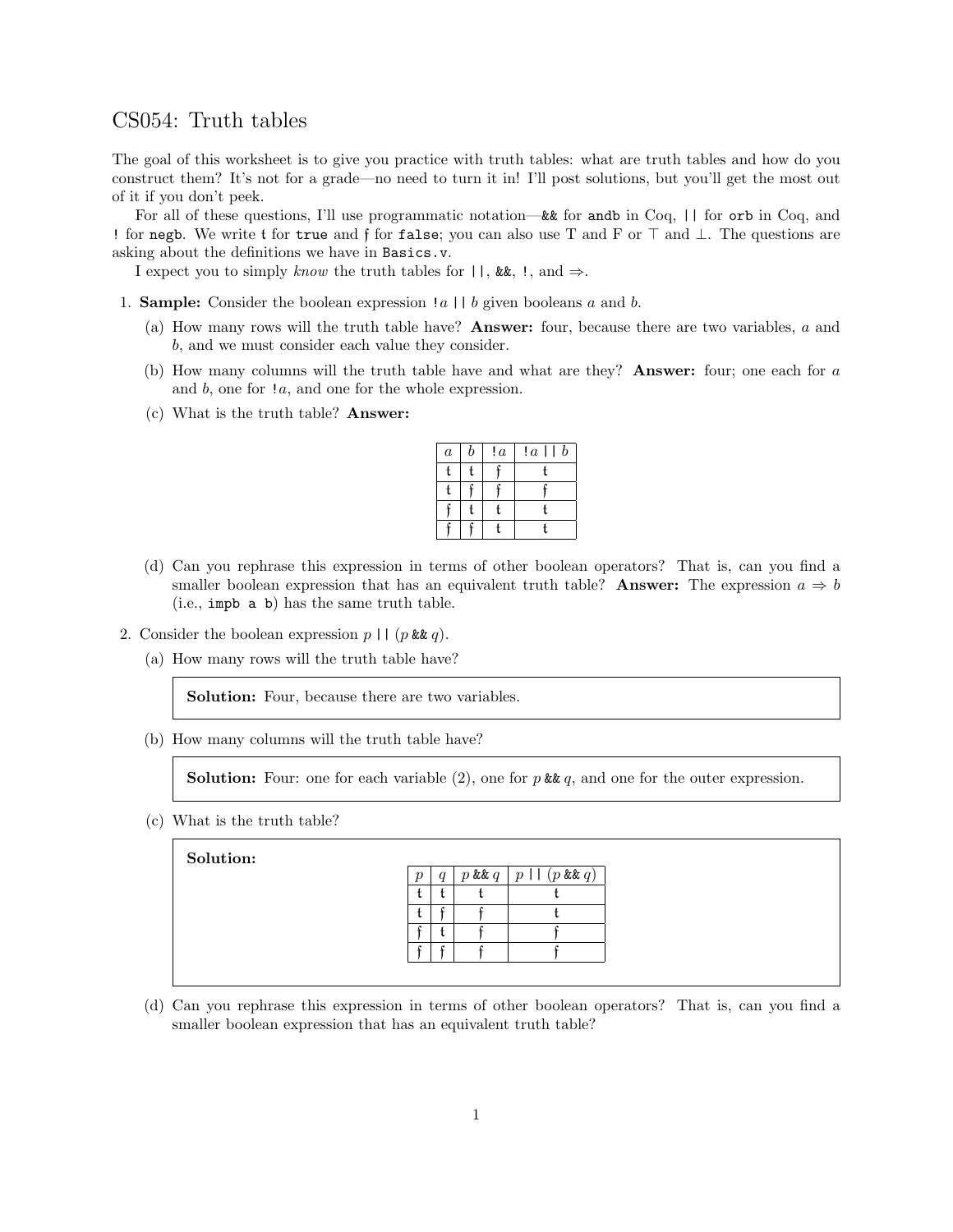# CS054: Truth tables

The goal of this worksheet is to give you practice with truth tables: what are truth tables and how do you construct them? It's not for a grade—no need to turn it in! I'll post solutions, but you'll get the most out of it if you don't peek.

For all of these questions, I'll use programmatic notation—`&&` for `andb` in Coq, `||` for `orb` in Coq, and `!` for `negb`. We write $\mathfrak{t}$ for `true` and $\mathfrak{f}$ for `false`; you can also use T and F or $\top$ and $\bot$. The questions are asking about the definitions we have in `Basics.v`.

I expect you to simply *know* the truth tables for `||`, `&&`, `!`, and $\Rightarrow$.

1. **Sample:** Consider the boolean expression `!`$a$ `||` $b$ given booleans $a$ and $b$.

   (a) How many rows will the truth table have? **Answer:** four, because there are two variables, $a$ and $b$, and we must consider each value they consider.

   (b) How many columns will the truth table have and what are they? **Answer:** four; one each for $a$ and $b$, one for `!`$a$, and one for the whole expression.

   (c) What is the truth table? **Answer:**

   | $a$ | $b$ | `!`$a$ | `!`$a$ `||` $b$ |
   |---|---|---|---|
   | $\mathfrak{t}$ | $\mathfrak{t}$ | $\mathfrak{f}$ | $\mathfrak{t}$ |
   | $\mathfrak{t}$ | $\mathfrak{f}$ | $\mathfrak{f}$ | $\mathfrak{f}$ |
   | $\mathfrak{f}$ | $\mathfrak{t}$ | $\mathfrak{t}$ | $\mathfrak{t}$ |
   | $\mathfrak{f}$ | $\mathfrak{f}$ | $\mathfrak{t}$ | $\mathfrak{t}$ |

   (d) Can you rephrase this expression in terms of other boolean operators? That is, can you find a smaller boolean expression that has an equivalent truth table? **Answer:** The expression $a \Rightarrow b$ (i.e., `impb a b`) has the same truth table.

2. Consider the boolean expression $p$ `||` ($p$ `&&` $q$).

   (a) How many rows will the truth table have?

   > **Solution:** Four, because there are two variables.

   (b) How many columns will the truth table have?

   > **Solution:** Four: one for each variable (2), one for $p$ `&&` $q$, and one for the outer expression.

   (c) What is the truth table?

   > **Solution:**

   | $p$ | $q$ | $p$ `&&` $q$ | $p$ `||` ($p$ `&&` $q$) |
   |---|---|---|---|
   | $\mathfrak{t}$ | $\mathfrak{t}$ | $\mathfrak{t}$ | $\mathfrak{t}$ |
   | $\mathfrak{t}$ | $\mathfrak{f}$ | $\mathfrak{f}$ | $\mathfrak{t}$ |
   | $\mathfrak{f}$ | $\mathfrak{t}$ | $\mathfrak{f}$ | $\mathfrak{f}$ |
   | $\mathfrak{f}$ | $\mathfrak{f}$ | $\mathfrak{f}$ | $\mathfrak{f}$ |

   (d) Can you rephrase this expression in terms of other boolean operators? That is, can you find a smaller boolean expression that has an equivalent truth table?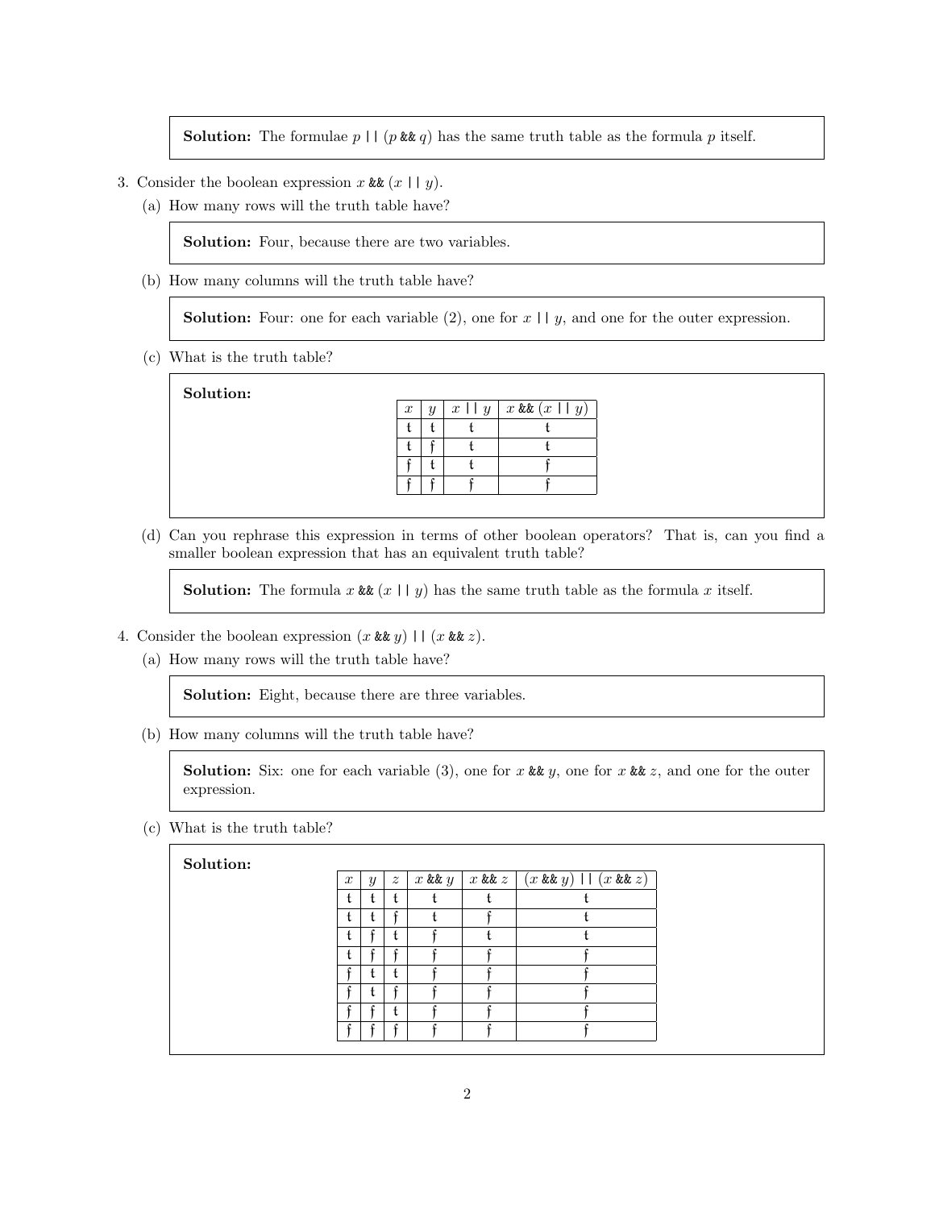**Solution:** The formulae $p$ || ($p$ && $q$) has the same truth table as the formula $p$ itself.

3. Consider the boolean expression $x$ && ($x$ || $y$).

   (a) How many rows will the truth table have?

   **Solution:** Four, because there are two variables.

   (b) How many columns will the truth table have?

   **Solution:** Four: one for each variable (2), one for $x$ || $y$, and one for the outer expression.

   (c) What is the truth table?

   **Solution:**

   | $x$ | $y$ | $x$ \|\| $y$ | $x$ && ($x$ \|\| $y$) |
   |---|---|---|---|
   | t | t | t | t |
   | t | f | t | t |
   | f | t | t | f |
   | f | f | f | f |

   (d) Can you rephrase this expression in terms of other boolean operators? That is, can you find a smaller boolean expression that has an equivalent truth table?

   **Solution:** The formula $x$ && ($x$ || $y$) has the same truth table as the formula $x$ itself.

4. Consider the boolean expression ($x$ && $y$) || ($x$ && $z$).

   (a) How many rows will the truth table have?

   **Solution:** Eight, because there are three variables.

   (b) How many columns will the truth table have?

   **Solution:** Six: one for each variable (3), one for $x$ && $y$, one for $x$ && $z$, and one for the outer expression.

   (c) What is the truth table?

   **Solution:**

   | $x$ | $y$ | $z$ | $x$ && $y$ | $x$ && $z$ | ($x$ && $y$) \|\| ($x$ && $z$) |
   |---|---|---|---|---|---|
   | t | t | t | t | t | t |
   | t | t | f | t | f | t |
   | t | f | t | f | t | t |
   | t | f | f | f | f | f |
   | f | t | t | f | f | f |
   | f | t | f | f | f | f |
   | f | f | t | f | f | f |
   | f | f | f | f | f | f |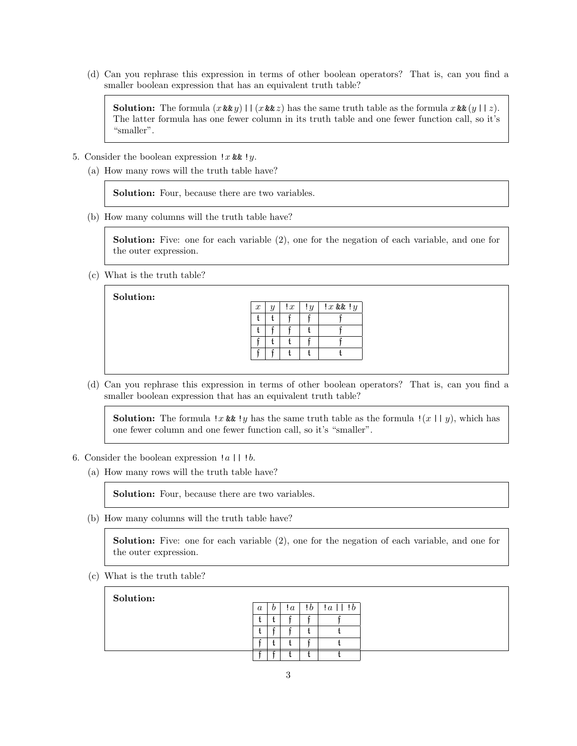(d) Can you rephrase this expression in terms of other boolean operators? That is, can you find a smaller boolean expression that has an equivalent truth table?

> **Solution:** The formula $(x$ `&&` $y)$ `||` $(x$ `&&` $z)$ has the same truth table as the formula $x$ `&&` $(y$ `||` $z)$. The latter formula has one fewer column in its truth table and one fewer function call, so it's "smaller".

5. Consider the boolean expression `!`$x$ `&&` `!`$y$.

   (a) How many rows will the truth table have?

   > **Solution:** Four, because there are two variables.

   (b) How many columns will the truth table have?

   > **Solution:** Five: one for each variable (2), one for the negation of each variable, and one for the outer expression.

   (c) What is the truth table?

   > **Solution:**

   | $x$ | $y$ | `!`$x$ | `!`$y$ | `!`$x$ `&&` `!`$y$ |
   |---|---|---|---|---|
   | t | t | f | f | f |
   | t | f | f | t | f |
   | f | t | t | f | f |
   | f | f | t | t | t |

   (d) Can you rephrase this expression in terms of other boolean operators? That is, can you find a smaller boolean expression that has an equivalent truth table?

   > **Solution:** The formula `!`$x$ `&&` `!`$y$ has the same truth table as the formula `!`$(x$ `||` $y)$, which has one fewer column and one fewer function call, so it's "smaller".

6. Consider the boolean expression `!`$a$ `||` `!`$b$.

   (a) How many rows will the truth table have?

   > **Solution:** Four, because there are two variables.

   (b) How many columns will the truth table have?

   > **Solution:** Five: one for each variable (2), one for the negation of each variable, and one for the outer expression.

   (c) What is the truth table?

   > **Solution:**

   | $a$ | $b$ | `!`$a$ | `!`$b$ | `!`$a$ `||` `!`$b$ |
   |---|---|---|---|---|
   | t | t | f | f | f |
   | t | f | f | t | t |
   | f | t | t | f | t |
   | f | f | t | t | t |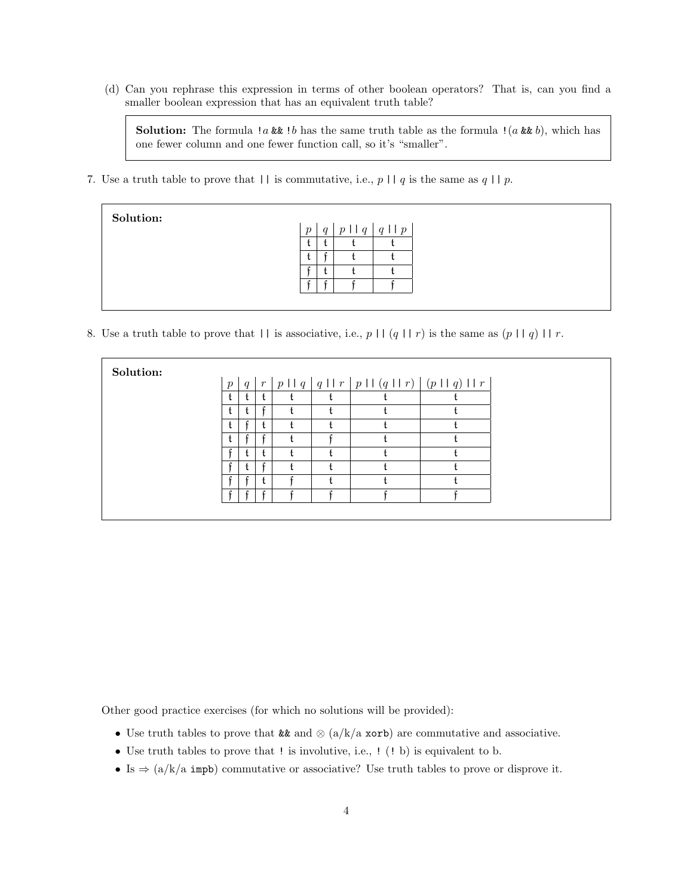(d) Can you rephrase this expression in terms of other boolean operators? That is, can you find a smaller boolean expression that has an equivalent truth table?

> **Solution:** The formula `!`$a$ `&&` `!`$b$ has the same truth table as the formula `!`$(a$ `&&` $b)$, which has one fewer column and one fewer function call, so it's "smaller".

7. Use a truth table to prove that `||` is commutative, i.e., $p$ `||` $q$ is the same as $q$ `||` $p$.

**Solution:**

| $p$ | $q$ | $p$ `\|\|` $q$ | $q$ `\|\|` $p$ |
|---|---|---|---|
| t | t | t | t |
| t | f | t | t |
| f | t | t | t |
| f | f | f | f |

8. Use a truth table to prove that `||` is associative, i.e., $p$ `||` $(q$ `||` $r)$ is the same as $(p$ `||` $q)$ `||` $r$.

**Solution:**

| $p$ | $q$ | $r$ | $p$ `\|\|` $q$ | $q$ `\|\|` $r$ | $p$ `\|\|` $(q$ `\|\|` $r)$ | $(p$ `\|\|` $q)$ `\|\|` $r$ |
|---|---|---|---|---|---|---|
| t | t | t | t | t | t | t |
| t | t | f | t | t | t | t |
| t | f | t | t | t | t | t |
| t | f | f | t | f | t | t |
| f | t | t | t | t | t | t |
| f | t | f | t | t | t | t |
| f | f | t | f | t | t | t |
| f | f | f | f | f | f | f |

Other good practice exercises (for which no solutions will be provided):

- Use truth tables to prove that `&&` and $\otimes$ (a/k/a `xorb`) are commutative and associative.
- Use truth tables to prove that `!` is involutive, i.e., `! (! b)` is equivalent to b.
- Is $\Rightarrow$ (a/k/a `impb`) commutative or associative? Use truth tables to prove or disprove it.